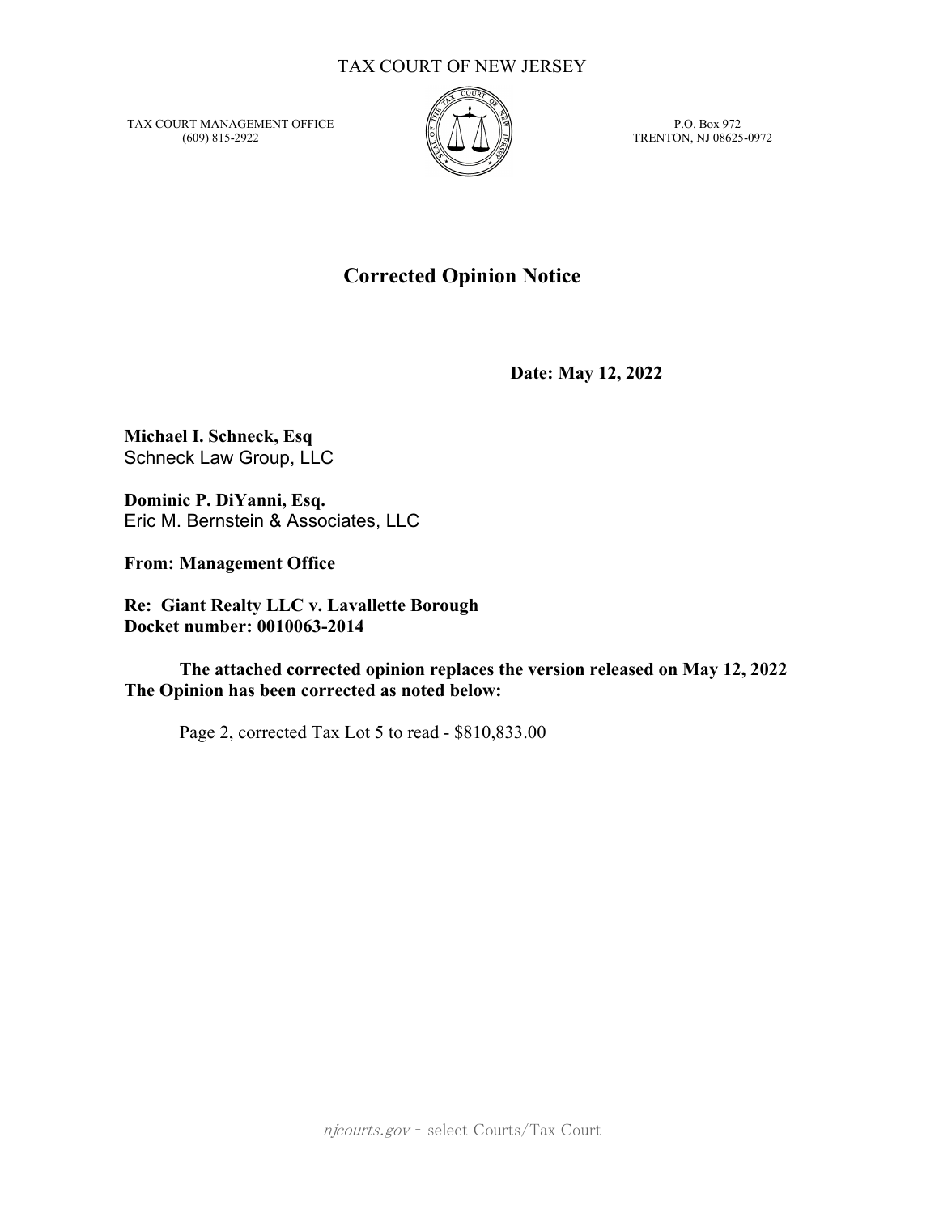TAX COURT OF NEW JERSEY

TAX COURT MANAGEMENT OFFICE
(609) 815-2922

P.O. Box 972
TRENTON, NJ 08625-0972

# Corrected Opinion Notice

**Date: May 12, 2022**

**Michael I. Schneck, Esq**
Schneck Law Group, LLC

**Dominic P. DiYanni, Esq.**
Eric M. Bernstein & Associates, LLC

**From: Management Office**

**Re: Giant Realty LLC v. Lavallette Borough**
**Docket number: 0010063-2014**

**The attached corrected opinion replaces the version released on May 12, 2022**
**The Opinion has been corrected as noted below:**

Page 2, corrected Tax Lot 5 to read - $810,833.00

*njcourts.gov* - select Courts/Tax Court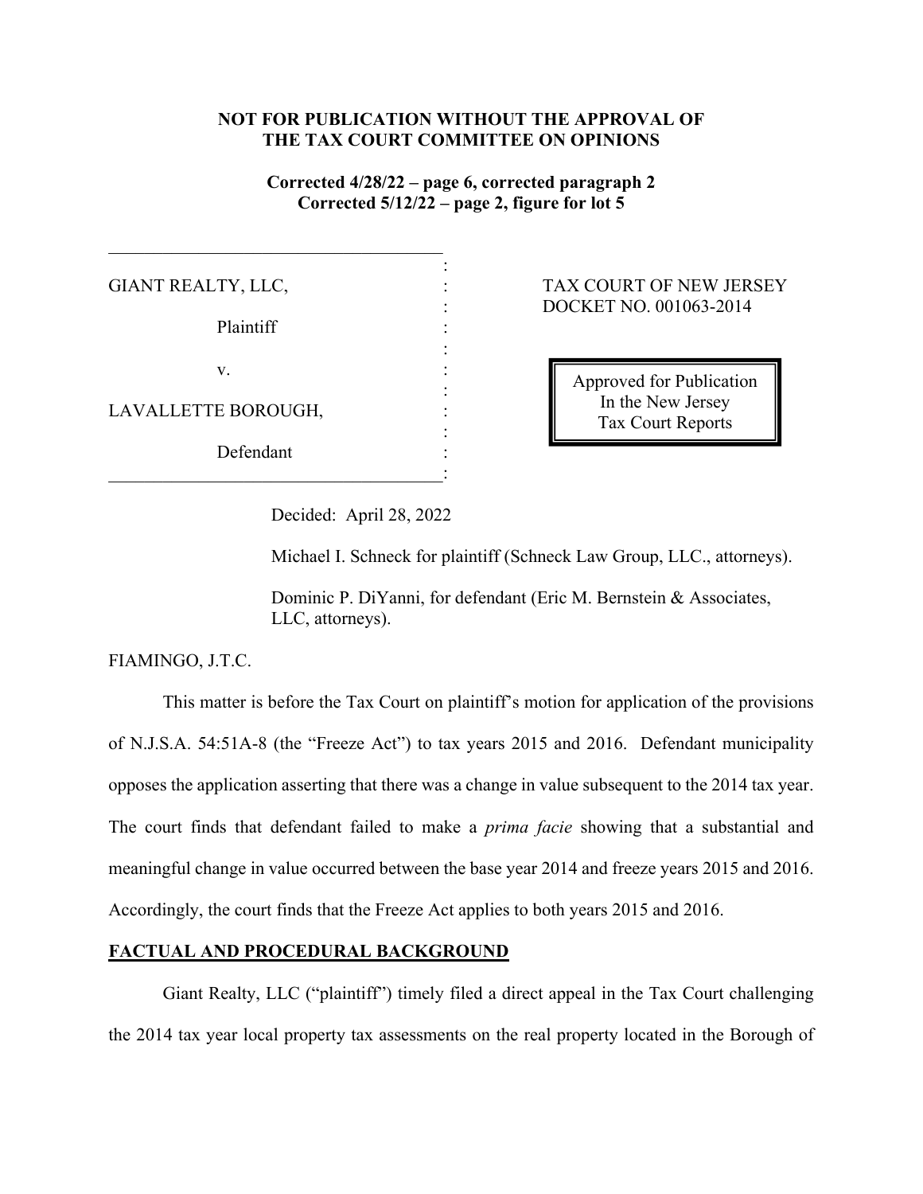**NOT FOR PUBLICATION WITHOUT THE APPROVAL OF THE TAX COURT COMMITTEE ON OPINIONS**

**Corrected 4/28/22 – page 6, corrected paragraph 2**
**Corrected 5/12/22 – page 2, figure for lot 5**

| | |
|---|---|
| GIANT REALTY, LLC,<br><br>Plaintiff<br><br>v.<br><br>LAVALLETTE BOROUGH,<br><br>Defendant | TAX COURT OF NEW JERSEY<br>DOCKET NO. 001063-2014<br><br>Approved for Publication<br>In the New Jersey<br>Tax Court Reports |

Decided: April 28, 2022

Michael I. Schneck for plaintiff (Schneck Law Group, LLC., attorneys).

Dominic P. DiYanni, for defendant (Eric M. Bernstein & Associates, LLC, attorneys).

FIAMINGO, J.T.C.

This matter is before the Tax Court on plaintiff's motion for application of the provisions of N.J.S.A. 54:51A-8 (the "Freeze Act") to tax years 2015 and 2016. Defendant municipality opposes the application asserting that there was a change in value subsequent to the 2014 tax year. The court finds that defendant failed to make a *prima facie* showing that a substantial and meaningful change in value occurred between the base year 2014 and freeze years 2015 and 2016. Accordingly, the court finds that the Freeze Act applies to both years 2015 and 2016.

## FACTUAL AND PROCEDURAL BACKGROUND

Giant Realty, LLC ("plaintiff") timely filed a direct appeal in the Tax Court challenging the 2014 tax year local property tax assessments on the real property located in the Borough of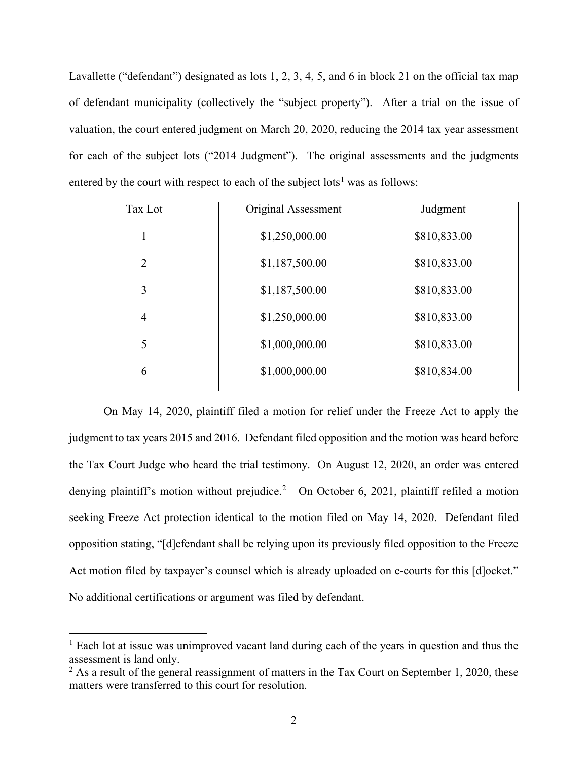Lavallette ("defendant") designated as lots 1, 2, 3, 4, 5, and 6 in block 21 on the official tax map of defendant municipality (collectively the "subject property"). After a trial on the issue of valuation, the court entered judgment on March 20, 2020, reducing the 2014 tax year assessment for each of the subject lots ("2014 Judgment"). The original assessments and the judgments entered by the court with respect to each of the subject lots[1] was as follows:

| Tax Lot | Original Assessment | Judgment |
|---|---|---|
| 1 | $1,250,000.00 | $810,833.00 |
| 2 | $1,187,500.00 | $810,833.00 |
| 3 | $1,187,500.00 | $810,833.00 |
| 4 | $1,250,000.00 | $810,833.00 |
| 5 | $1,000,000.00 | $810,833.00 |
| 6 | $1,000,000.00 | $810,834.00 |

On May 14, 2020, plaintiff filed a motion for relief under the Freeze Act to apply the judgment to tax years 2015 and 2016. Defendant filed opposition and the motion was heard before the Tax Court Judge who heard the trial testimony. On August 12, 2020, an order was entered denying plaintiff's motion without prejudice.[2] On October 6, 2021, plaintiff refiled a motion seeking Freeze Act protection identical to the motion filed on May 14, 2020. Defendant filed opposition stating, "[d]efendant shall be relying upon its previously filed opposition to the Freeze Act motion filed by taxpayer's counsel which is already uploaded on e-courts for this [d]ocket." No additional certifications or argument was filed by defendant.

---

[1] Each lot at issue was unimproved vacant land during each of the years in question and thus the assessment is land only.

[2] As a result of the general reassignment of matters in the Tax Court on September 1, 2020, these matters were transferred to this court for resolution.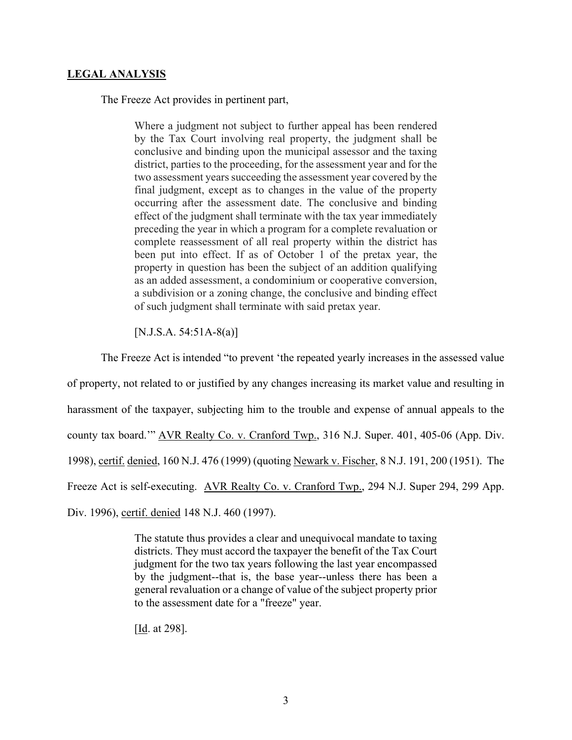**LEGAL ANALYSIS**

The Freeze Act provides in pertinent part,

> Where a judgment not subject to further appeal has been rendered by the Tax Court involving real property, the judgment shall be conclusive and binding upon the municipal assessor and the taxing district, parties to the proceeding, for the assessment year and for the two assessment years succeeding the assessment year covered by the final judgment, except as to changes in the value of the property occurring after the assessment date. The conclusive and binding effect of the judgment shall terminate with the tax year immediately preceding the year in which a program for a complete revaluation or complete reassessment of all real property within the district has been put into effect. If as of October 1 of the pretax year, the property in question has been the subject of an addition qualifying as an added assessment, a condominium or cooperative conversion, a subdivision or a zoning change, the conclusive and binding effect of such judgment shall terminate with said pretax year.
>
> [N.J.S.A. 54:51A-8(a)]

The Freeze Act is intended "to prevent 'the repeated yearly increases in the assessed value of property, not related to or justified by any changes increasing its market value and resulting in harassment of the taxpayer, subjecting him to the trouble and expense of annual appeals to the county tax board.'" AVR Realty Co. v. Cranford Twp., 316 N.J. Super. 401, 405-06 (App. Div. 1998), certif. denied, 160 N.J. 476 (1999) (quoting Newark v. Fischer, 8 N.J. 191, 200 (1951). The Freeze Act is self-executing. AVR Realty Co. v. Cranford Twp., 294 N.J. Super 294, 299 App. Div. 1996), certif. denied 148 N.J. 460 (1997).

> The statute thus provides a clear and unequivocal mandate to taxing districts. They must accord the taxpayer the benefit of the Tax Court judgment for the two tax years following the last year encompassed by the judgment--that is, the base year--unless there has been a general revaluation or a change of value of the subject property prior to the assessment date for a "freeze" year.
>
> [Id. at 298].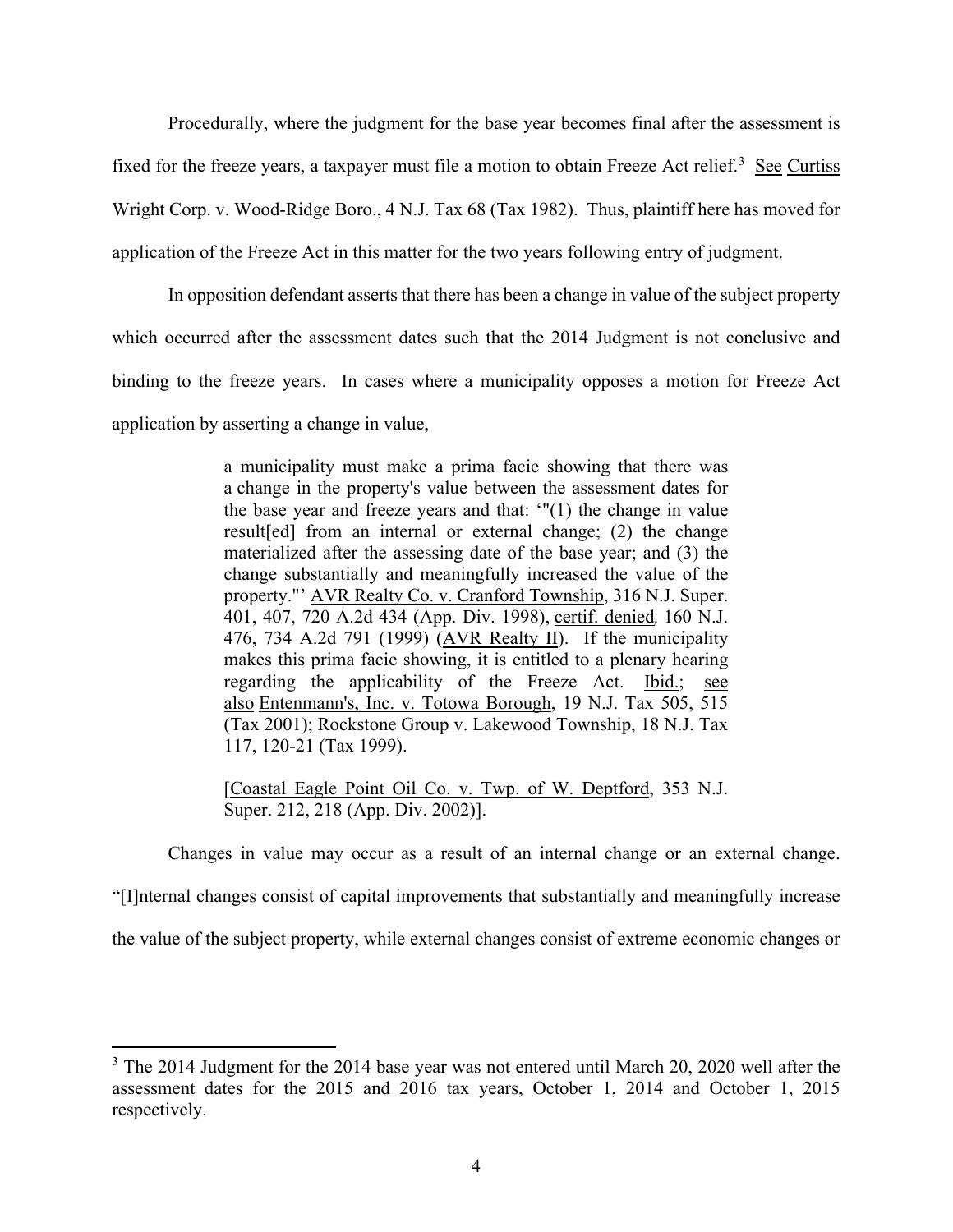Procedurally, where the judgment for the base year becomes final after the assessment is fixed for the freeze years, a taxpayer must file a motion to obtain Freeze Act relief.[3] See Curtiss Wright Corp. v. Wood-Ridge Boro., 4 N.J. Tax 68 (Tax 1982). Thus, plaintiff here has moved for application of the Freeze Act in this matter for the two years following entry of judgment.

In opposition defendant asserts that there has been a change in value of the subject property which occurred after the assessment dates such that the 2014 Judgment is not conclusive and binding to the freeze years. In cases where a municipality opposes a motion for Freeze Act application by asserting a change in value,

> a municipality must make a prima facie showing that there was a change in the property's value between the assessment dates for the base year and freeze years and that: '"(1) the change in value result[ed] from an internal or external change; (2) the change materialized after the assessing date of the base year; and (3) the change substantially and meaningfully increased the value of the property."' AVR Realty Co. v. Cranford Township, 316 N.J. Super. 401, 407, 720 A.2d 434 (App. Div. 1998), certif. denied, 160 N.J. 476, 734 A.2d 791 (1999) (AVR Realty II). If the municipality makes this prima facie showing, it is entitled to a plenary hearing regarding the applicability of the Freeze Act. Ibid.; see also Entenmann's, Inc. v. Totowa Borough, 19 N.J. Tax 505, 515 (Tax 2001); Rockstone Group v. Lakewood Township, 18 N.J. Tax 117, 120-21 (Tax 1999).
>
> [Coastal Eagle Point Oil Co. v. Twp. of W. Deptford, 353 N.J. Super. 212, 218 (App. Div. 2002)].

Changes in value may occur as a result of an internal change or an external change. "[I]nternal changes consist of capital improvements that substantially and meaningfully increase the value of the subject property, while external changes consist of extreme economic changes or

[3] The 2014 Judgment for the 2014 base year was not entered until March 20, 2020 well after the assessment dates for the 2015 and 2016 tax years, October 1, 2014 and October 1, 2015 respectively.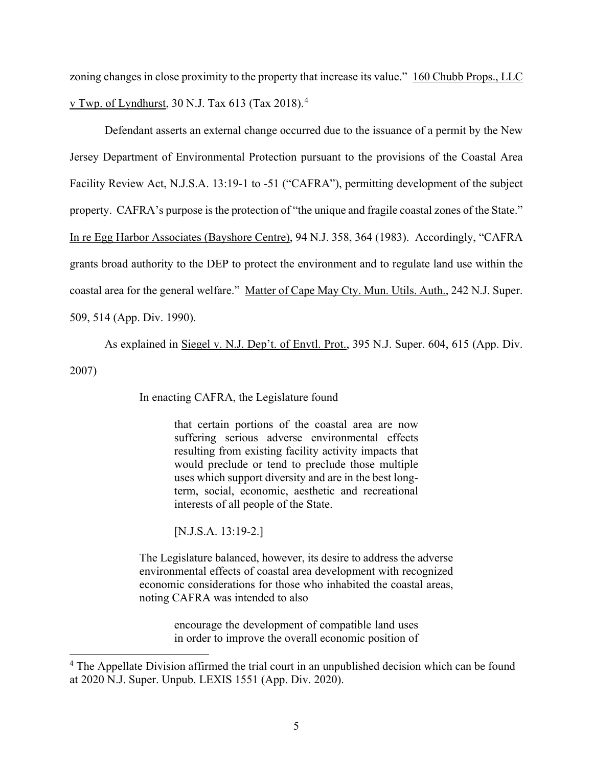zoning changes in close proximity to the property that increase its value." 160 Chubb Props., LLC v Twp. of Lyndhurst, 30 N.J. Tax 613 (Tax 2018).[4]

Defendant asserts an external change occurred due to the issuance of a permit by the New Jersey Department of Environmental Protection pursuant to the provisions of the Coastal Area Facility Review Act, N.J.S.A. 13:19-1 to -51 ("CAFRA"), permitting development of the subject property. CAFRA's purpose is the protection of "the unique and fragile coastal zones of the State." In re Egg Harbor Associates (Bayshore Centre), 94 N.J. 358, 364 (1983). Accordingly, "CAFRA grants broad authority to the DEP to protect the environment and to regulate land use within the coastal area for the general welfare." Matter of Cape May Cty. Mun. Utils. Auth., 242 N.J. Super. 509, 514 (App. Div. 1990).

As explained in Siegel v. N.J. Dep't. of Envtl. Prot., 395 N.J. Super. 604, 615 (App. Div. 2007)

> In enacting CAFRA, the Legislature found
>
> > that certain portions of the coastal area are now suffering serious adverse environmental effects resulting from existing facility activity impacts that would preclude or tend to preclude those multiple uses which support diversity and are in the best long-term, social, economic, aesthetic and recreational interests of all people of the State.
> >
> > [N.J.S.A. 13:19-2.]
>
> The Legislature balanced, however, its desire to address the adverse environmental effects of coastal area development with recognized economic considerations for those who inhabited the coastal areas, noting CAFRA was intended to also
>
> > encourage the development of compatible land uses in order to improve the overall economic position of

[4] The Appellate Division affirmed the trial court in an unpublished decision which can be found at 2020 N.J. Super. Unpub. LEXIS 1551 (App. Div. 2020).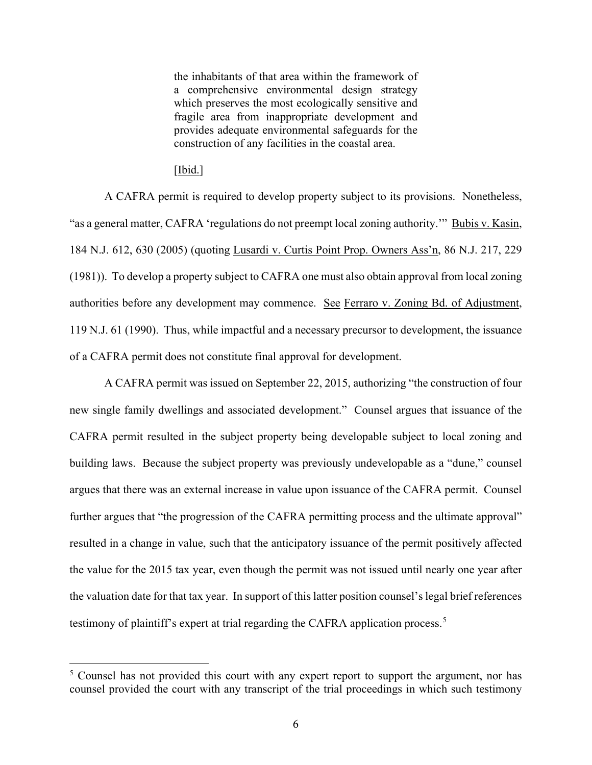> the inhabitants of that area within the framework of a comprehensive environmental design strategy which preserves the most ecologically sensitive and fragile area from inappropriate development and provides adequate environmental safeguards for the construction of any facilities in the coastal area.
>
> [Ibid.]

A CAFRA permit is required to develop property subject to its provisions. Nonetheless, "as a general matter, CAFRA 'regulations do not preempt local zoning authority.'" Bubis v. Kasin, 184 N.J. 612, 630 (2005) (quoting Lusardi v. Curtis Point Prop. Owners Ass'n, 86 N.J. 217, 229 (1981)). To develop a property subject to CAFRA one must also obtain approval from local zoning authorities before any development may commence. See Ferraro v. Zoning Bd. of Adjustment, 119 N.J. 61 (1990). Thus, while impactful and a necessary precursor to development, the issuance of a CAFRA permit does not constitute final approval for development.

A CAFRA permit was issued on September 22, 2015, authorizing "the construction of four new single family dwellings and associated development." Counsel argues that issuance of the CAFRA permit resulted in the subject property being developable subject to local zoning and building laws. Because the subject property was previously undevelopable as a "dune," counsel argues that there was an external increase in value upon issuance of the CAFRA permit. Counsel further argues that "the progression of the CAFRA permitting process and the ultimate approval" resulted in a change in value, such that the anticipatory issuance of the permit positively affected the value for the 2015 tax year, even though the permit was not issued until nearly one year after the valuation date for that tax year. In support of this latter position counsel's legal brief references testimony of plaintiff's expert at trial regarding the CAFRA application process.[5]

[5] Counsel has not provided this court with any expert report to support the argument, nor has counsel provided the court with any transcript of the trial proceedings in which such testimony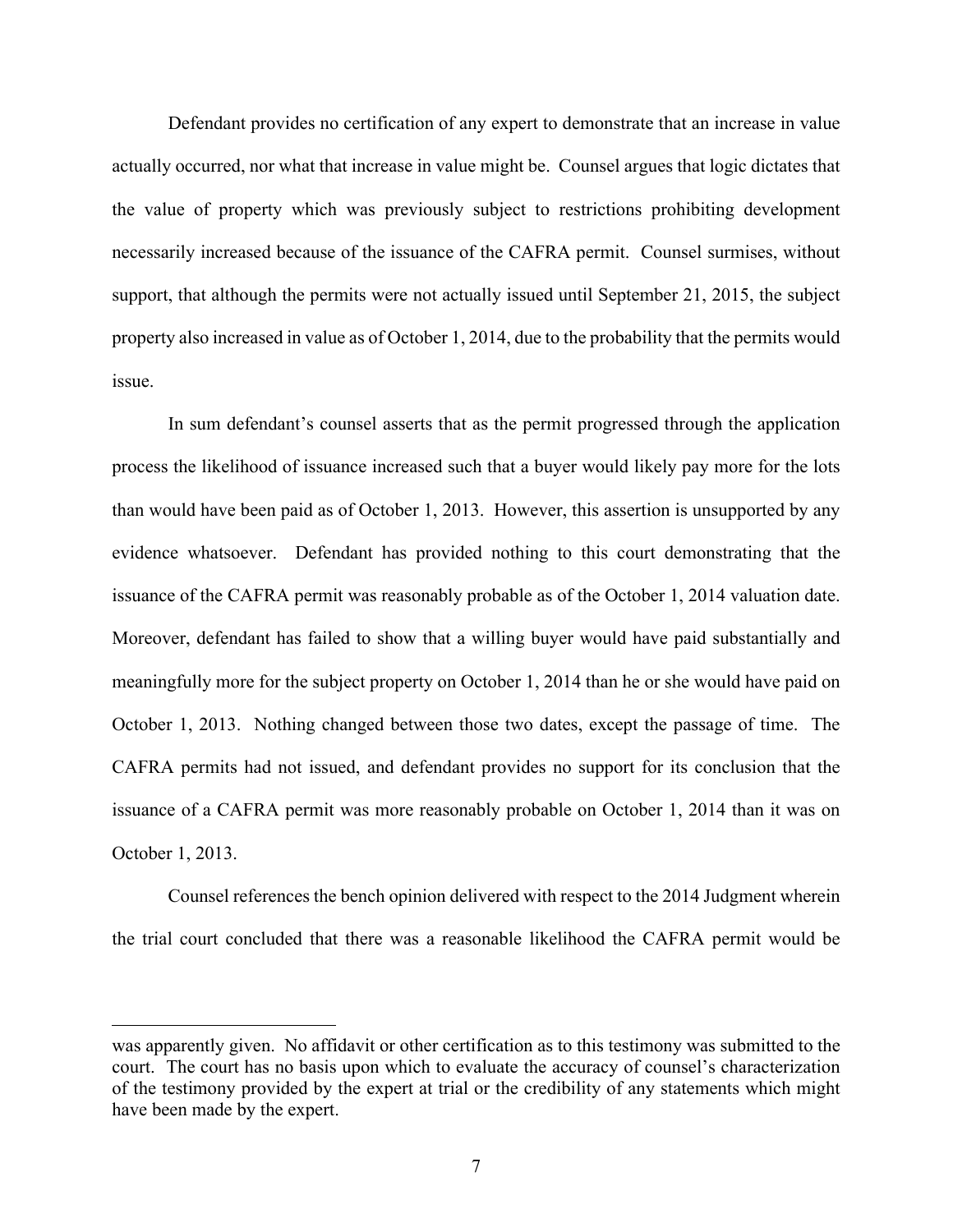Defendant provides no certification of any expert to demonstrate that an increase in value actually occurred, nor what that increase in value might be. Counsel argues that logic dictates that the value of property which was previously subject to restrictions prohibiting development necessarily increased because of the issuance of the CAFRA permit. Counsel surmises, without support, that although the permits were not actually issued until September 21, 2015, the subject property also increased in value as of October 1, 2014, due to the probability that the permits would issue.

In sum defendant's counsel asserts that as the permit progressed through the application process the likelihood of issuance increased such that a buyer would likely pay more for the lots than would have been paid as of October 1, 2013. However, this assertion is unsupported by any evidence whatsoever. Defendant has provided nothing to this court demonstrating that the issuance of the CAFRA permit was reasonably probable as of the October 1, 2014 valuation date. Moreover, defendant has failed to show that a willing buyer would have paid substantially and meaningfully more for the subject property on October 1, 2014 than he or she would have paid on October 1, 2013. Nothing changed between those two dates, except the passage of time. The CAFRA permits had not issued, and defendant provides no support for its conclusion that the issuance of a CAFRA permit was more reasonably probable on October 1, 2014 than it was on October 1, 2013.

Counsel references the bench opinion delivered with respect to the 2014 Judgment wherein the trial court concluded that there was a reasonable likelihood the CAFRA permit would be

---

was apparently given. No affidavit or other certification as to this testimony was submitted to the court. The court has no basis upon which to evaluate the accuracy of counsel's characterization of the testimony provided by the expert at trial or the credibility of any statements which might have been made by the expert.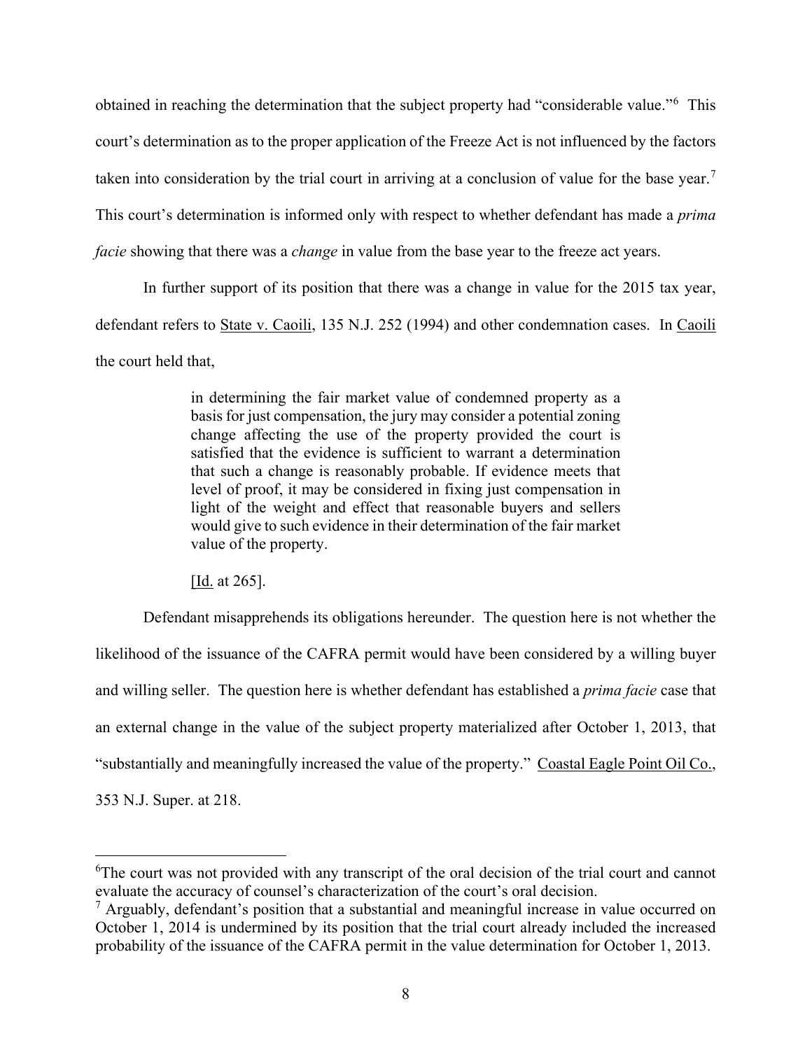obtained in reaching the determination that the subject property had "considerable value."[6] This court's determination as to the proper application of the Freeze Act is not influenced by the factors taken into consideration by the trial court in arriving at a conclusion of value for the base year.[7] This court's determination is informed only with respect to whether defendant has made a *prima facie* showing that there was a *change* in value from the base year to the freeze act years.

In further support of its position that there was a change in value for the 2015 tax year, defendant refers to State v. Caoili, 135 N.J. 252 (1994) and other condemnation cases. In Caoili the court held that,

> in determining the fair market value of condemned property as a basis for just compensation, the jury may consider a potential zoning change affecting the use of the property provided the court is satisfied that the evidence is sufficient to warrant a determination that such a change is reasonably probable. If evidence meets that level of proof, it may be considered in fixing just compensation in light of the weight and effect that reasonable buyers and sellers would give to such evidence in their determination of the fair market value of the property.
>
> [Id. at 265].

Defendant misapprehends its obligations hereunder. The question here is not whether the likelihood of the issuance of the CAFRA permit would have been considered by a willing buyer and willing seller. The question here is whether defendant has established a *prima facie* case that an external change in the value of the subject property materialized after October 1, 2013, that "substantially and meaningfully increased the value of the property." Coastal Eagle Point Oil Co., 353 N.J. Super. at 218.

---

[6] The court was not provided with any transcript of the oral decision of the trial court and cannot evaluate the accuracy of counsel's characterization of the court's oral decision.

[7] Arguably, defendant's position that a substantial and meaningful increase in value occurred on October 1, 2014 is undermined by its position that the trial court already included the increased probability of the issuance of the CAFRA permit in the value determination for October 1, 2013.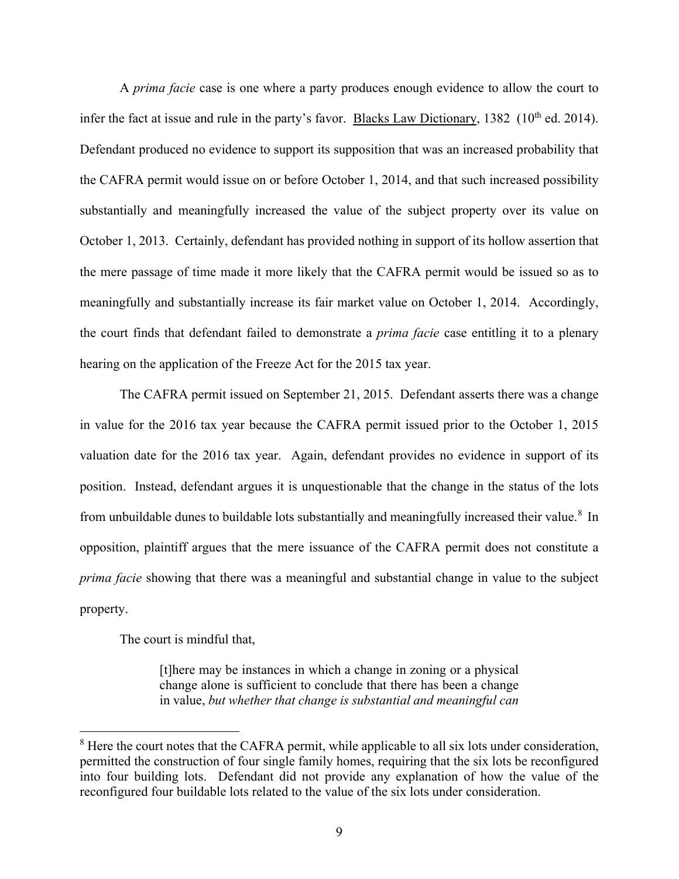A *prima facie* case is one where a party produces enough evidence to allow the court to infer the fact at issue and rule in the party's favor. Blacks Law Dictionary, 1382 (10th ed. 2014). Defendant produced no evidence to support its supposition that was an increased probability that the CAFRA permit would issue on or before October 1, 2014, and that such increased possibility substantially and meaningfully increased the value of the subject property over its value on October 1, 2013. Certainly, defendant has provided nothing in support of its hollow assertion that the mere passage of time made it more likely that the CAFRA permit would be issued so as to meaningfully and substantially increase its fair market value on October 1, 2014. Accordingly, the court finds that defendant failed to demonstrate a *prima facie* case entitling it to a plenary hearing on the application of the Freeze Act for the 2015 tax year.

The CAFRA permit issued on September 21, 2015. Defendant asserts there was a change in value for the 2016 tax year because the CAFRA permit issued prior to the October 1, 2015 valuation date for the 2016 tax year. Again, defendant provides no evidence in support of its position. Instead, defendant argues it is unquestionable that the change in the status of the lots from unbuildable dunes to buildable lots substantially and meaningfully increased their value.[8] In opposition, plaintiff argues that the mere issuance of the CAFRA permit does not constitute a *prima facie* showing that there was a meaningful and substantial change in value to the subject property.

The court is mindful that,

> [t]here may be instances in which a change in zoning or a physical change alone is sufficient to conclude that there has been a change in value, *but whether that change is substantial and meaningful can*

[8] Here the court notes that the CAFRA permit, while applicable to all six lots under consideration, permitted the construction of four single family homes, requiring that the six lots be reconfigured into four building lots. Defendant did not provide any explanation of how the value of the reconfigured four buildable lots related to the value of the six lots under consideration.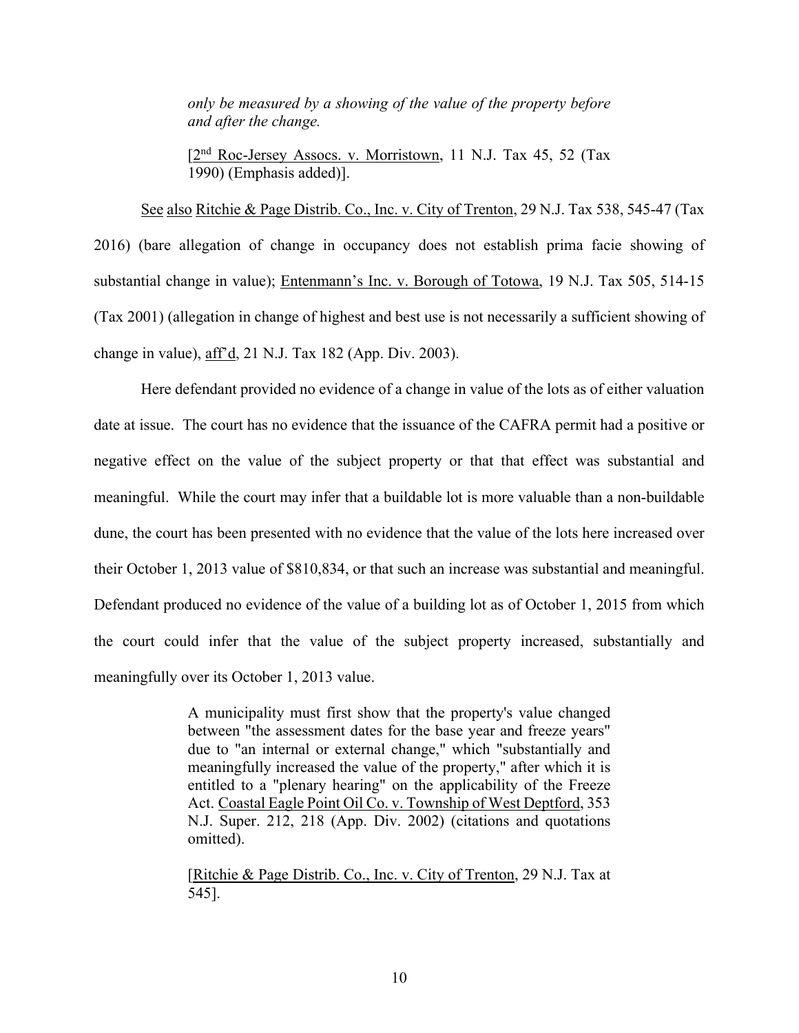> *only be measured by a showing of the value of the property before and after the change.*
>
> [2nd Roc-Jersey Assocs. v. Morristown, 11 N.J. Tax 45, 52 (Tax 1990) (Emphasis added)].

See also Ritchie & Page Distrib. Co., Inc. v. City of Trenton, 29 N.J. Tax 538, 545-47 (Tax 2016) (bare allegation of change in occupancy does not establish prima facie showing of substantial change in value); Entenmann's Inc. v. Borough of Totowa, 19 N.J. Tax 505, 514-15 (Tax 2001) (allegation in change of highest and best use is not necessarily a sufficient showing of change in value), aff'd, 21 N.J. Tax 182 (App. Div. 2003).

Here defendant provided no evidence of a change in value of the lots as of either valuation date at issue. The court has no evidence that the issuance of the CAFRA permit had a positive or negative effect on the value of the subject property or that that effect was substantial and meaningful. While the court may infer that a buildable lot is more valuable than a non-buildable dune, the court has been presented with no evidence that the value of the lots here increased over their October 1, 2013 value of $810,834, or that such an increase was substantial and meaningful. Defendant produced no evidence of the value of a building lot as of October 1, 2015 from which the court could infer that the value of the subject property increased, substantially and meaningfully over its October 1, 2013 value.

> A municipality must first show that the property's value changed between "the assessment dates for the base year and freeze years" due to "an internal or external change," which "substantially and meaningfully increased the value of the property," after which it is entitled to a "plenary hearing" on the applicability of the Freeze Act. Coastal Eagle Point Oil Co. v. Township of West Deptford, 353 N.J. Super. 212, 218 (App. Div. 2002) (citations and quotations omitted).
>
> [Ritchie & Page Distrib. Co., Inc. v. City of Trenton, 29 N.J. Tax at 545].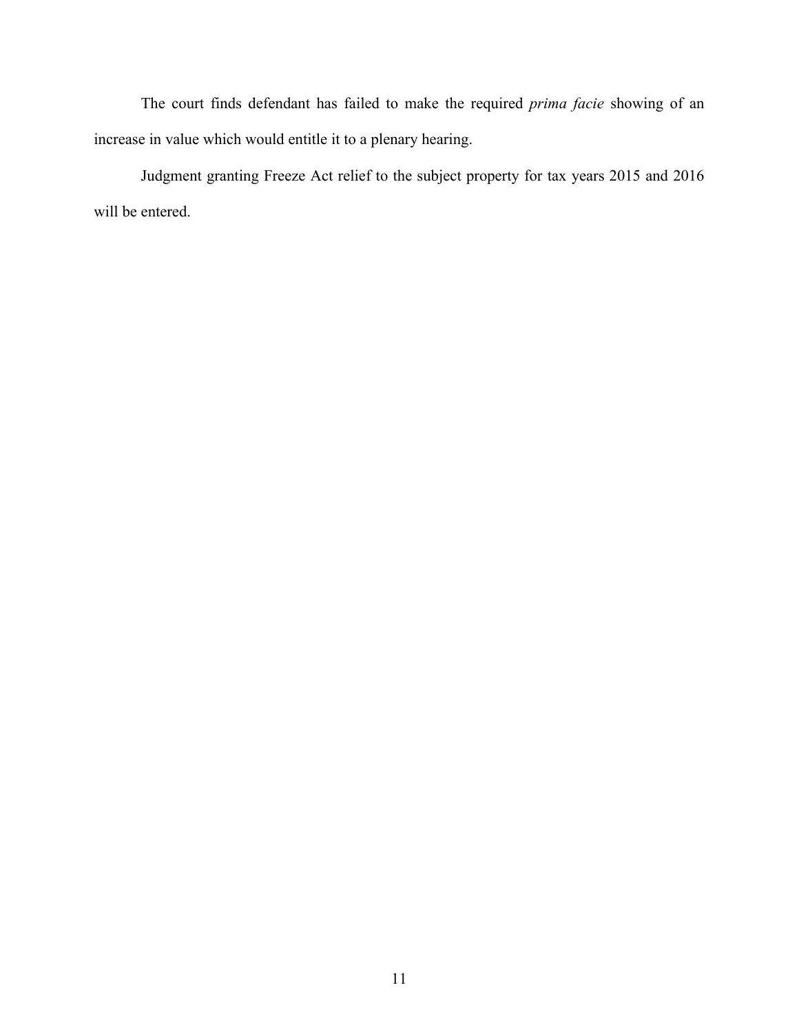The court finds defendant has failed to make the required *prima facie* showing of an increase in value which would entitle it to a plenary hearing.

Judgment granting Freeze Act relief to the subject property for tax years 2015 and 2016 will be entered.